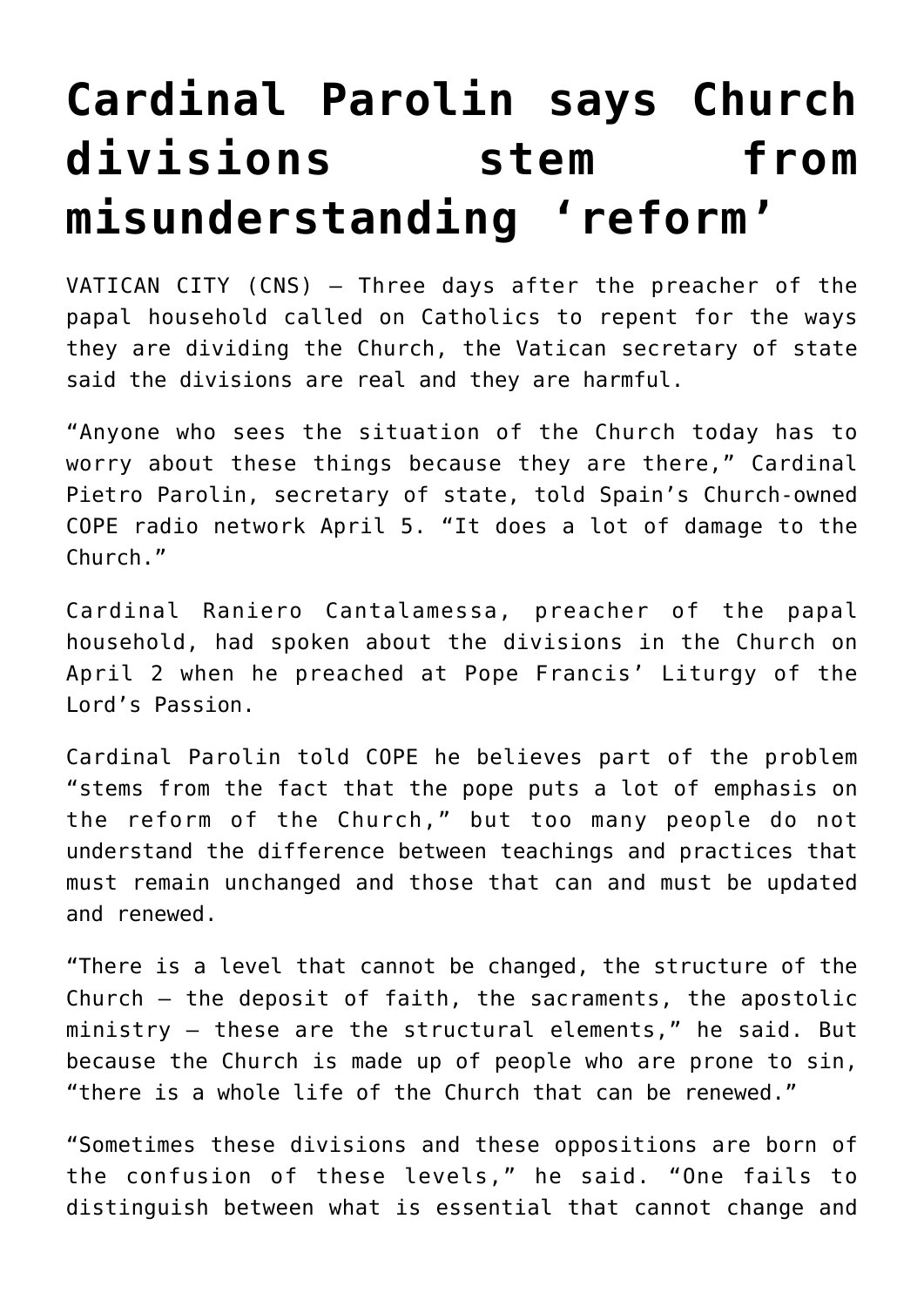# Cardinal Parolin says Church divisions stem from misunderstanding 'reform'

VATICAN CITY (CNS) — Three days after the preacher of the papal household called on Catholics to repent for the ways they are dividing the Church, the Vatican secretary of state said the divisions are real and they are harmful.

"Anyone who sees the situation of the Church today has to worry about these things because they are there," Cardinal Pietro Parolin, secretary of state, told Spain's Church-owned COPE radio network April 5. "It does a lot of damage to the Church."

Cardinal Raniero Cantalamessa, preacher of the papal household, had spoken about the divisions in the Church on April 2 when he preached at Pope Francis' Liturgy of the Lord's Passion.

Cardinal Parolin told COPE he believes part of the problem "stems from the fact that the pope puts a lot of emphasis on the reform of the Church," but too many people do not understand the difference between teachings and practices that must remain unchanged and those that can and must be updated and renewed.

"There is a level that cannot be changed, the structure of the Church — the deposit of faith, the sacraments, the apostolic ministry — these are the structural elements," he said. But because the Church is made up of people who are prone to sin, "there is a whole life of the Church that can be renewed."

"Sometimes these divisions and these oppositions are born of the confusion of these levels," he said. "One fails to distinguish between what is essential that cannot change and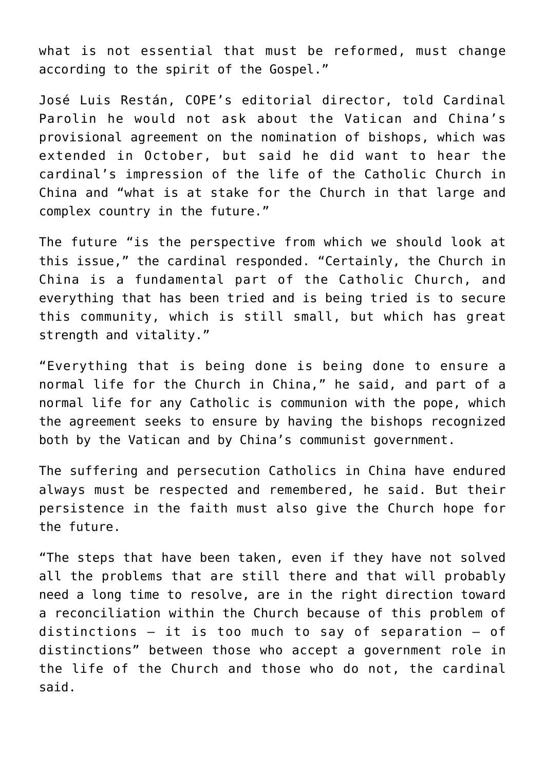what is not essential that must be reformed, must change according to the spirit of the Gospel."

José Luis Restán, COPE's editorial director, told Cardinal Parolin he would not ask about the Vatican and China's provisional agreement on the nomination of bishops, which was extended in October, but said he did want to hear the cardinal's impression of the life of the Catholic Church in China and "what is at stake for the Church in that large and complex country in the future."

The future "is the perspective from which we should look at this issue," the cardinal responded. "Certainly, the Church in China is a fundamental part of the Catholic Church, and everything that has been tried and is being tried is to secure this community, which is still small, but which has great strength and vitality."

"Everything that is being done is being done to ensure a normal life for the Church in China," he said, and part of a normal life for any Catholic is communion with the pope, which the agreement seeks to ensure by having the bishops recognized both by the Vatican and by China's communist government.

The suffering and persecution Catholics in China have endured always must be respected and remembered, he said. But their persistence in the faith must also give the Church hope for the future.

"The steps that have been taken, even if they have not solved all the problems that are still there and that will probably need a long time to resolve, are in the right direction toward a reconciliation within the Church because of this problem of distinctions – it is too much to say of separation – of distinctions" between those who accept a government role in the life of the Church and those who do not, the cardinal said.